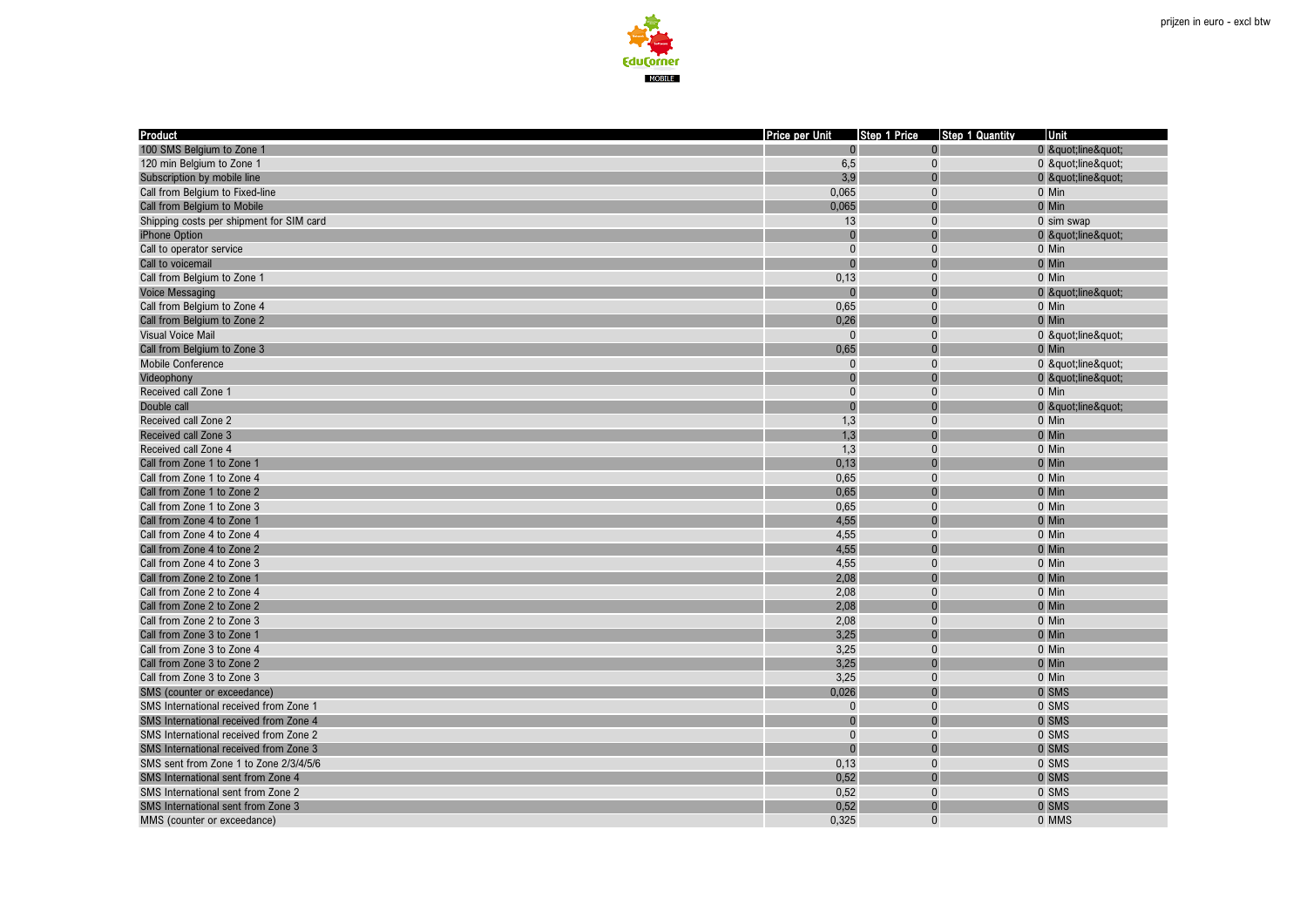prijzen in euro - excl btw

| Product | Price per Unit | Step 1 Price | Step 1 Quantity | Unit |
|---|---|---|---|---|
| 100 SMS Belgium to Zone 1 | 0 | 0 | 0 | &quot;line&quot; |
| 120 min Belgium to Zone 1 | 6,5 | 0 | 0 | &quot;line&quot; |
| Subscription by mobile line | 3,9 | 0 | 0 | &quot;line&quot; |
| Call from Belgium to Fixed-line | 0,065 | 0 | 0 | Min |
| Call from Belgium to Mobile | 0,065 | 0 | 0 | Min |
| Shipping costs per shipment for SIM card | 13 | 0 | 0 | sim swap |
| iPhone Option | 0 | 0 | 0 | &quot;line&quot; |
| Call to operator service | 0 | 0 | 0 | Min |
| Call to voicemail | 0 | 0 | 0 | Min |
| Call from Belgium to Zone 1 | 0,13 | 0 | 0 | Min |
| Voice Messaging | 0 | 0 | 0 | &quot;line&quot; |
| Call from Belgium to Zone 4 | 0,65 | 0 | 0 | Min |
| Call from Belgium to Zone 2 | 0,26 | 0 | 0 | Min |
| Visual Voice Mail | 0 | 0 | 0 | &quot;line&quot; |
| Call from Belgium to Zone 3 | 0,65 | 0 | 0 | Min |
| Mobile Conference | 0 | 0 | 0 | &quot;line&quot; |
| Videophony | 0 | 0 | 0 | &quot;line&quot; |
| Received call Zone 1 | 0 | 0 | 0 | Min |
| Double call | 0 | 0 | 0 | &quot;line&quot; |
| Received call Zone 2 | 1,3 | 0 | 0 | Min |
| Received call Zone 3 | 1,3 | 0 | 0 | Min |
| Received call Zone 4 | 1,3 | 0 | 0 | Min |
| Call from Zone 1 to Zone 1 | 0,13 | 0 | 0 | Min |
| Call from Zone 1 to Zone 4 | 0,65 | 0 | 0 | Min |
| Call from Zone 1 to Zone 2 | 0,65 | 0 | 0 | Min |
| Call from Zone 1 to Zone 3 | 0,65 | 0 | 0 | Min |
| Call from Zone 4 to Zone 1 | 4,55 | 0 | 0 | Min |
| Call from Zone 4 to Zone 4 | 4,55 | 0 | 0 | Min |
| Call from Zone 4 to Zone 2 | 4,55 | 0 | 0 | Min |
| Call from Zone 4 to Zone 3 | 4,55 | 0 | 0 | Min |
| Call from Zone 2 to Zone 1 | 2,08 | 0 | 0 | Min |
| Call from Zone 2 to Zone 4 | 2,08 | 0 | 0 | Min |
| Call from Zone 2 to Zone 2 | 2,08 | 0 | 0 | Min |
| Call from Zone 2 to Zone 3 | 2,08 | 0 | 0 | Min |
| Call from Zone 3 to Zone 1 | 3,25 | 0 | 0 | Min |
| Call from Zone 3 to Zone 4 | 3,25 | 0 | 0 | Min |
| Call from Zone 3 to Zone 2 | 3,25 | 0 | 0 | Min |
| Call from Zone 3 to Zone 3 | 3,25 | 0 | 0 | Min |
| SMS (counter or exceedance) | 0,026 | 0 | 0 | SMS |
| SMS International received from Zone 1 | 0 | 0 | 0 | SMS |
| SMS International received from Zone 4 | 0 | 0 | 0 | SMS |
| SMS International received from Zone 2 | 0 | 0 | 0 | SMS |
| SMS International received from Zone 3 | 0 | 0 | 0 | SMS |
| SMS sent from Zone 1 to Zone 2/3/4/5/6 | 0,13 | 0 | 0 | SMS |
| SMS International sent from Zone 4 | 0,52 | 0 | 0 | SMS |
| SMS International sent from Zone 2 | 0,52 | 0 | 0 | SMS |
| SMS International sent from Zone 3 | 0,52 | 0 | 0 | SMS |
| MMS (counter or exceedance) | 0,325 | 0 | 0 | MMS |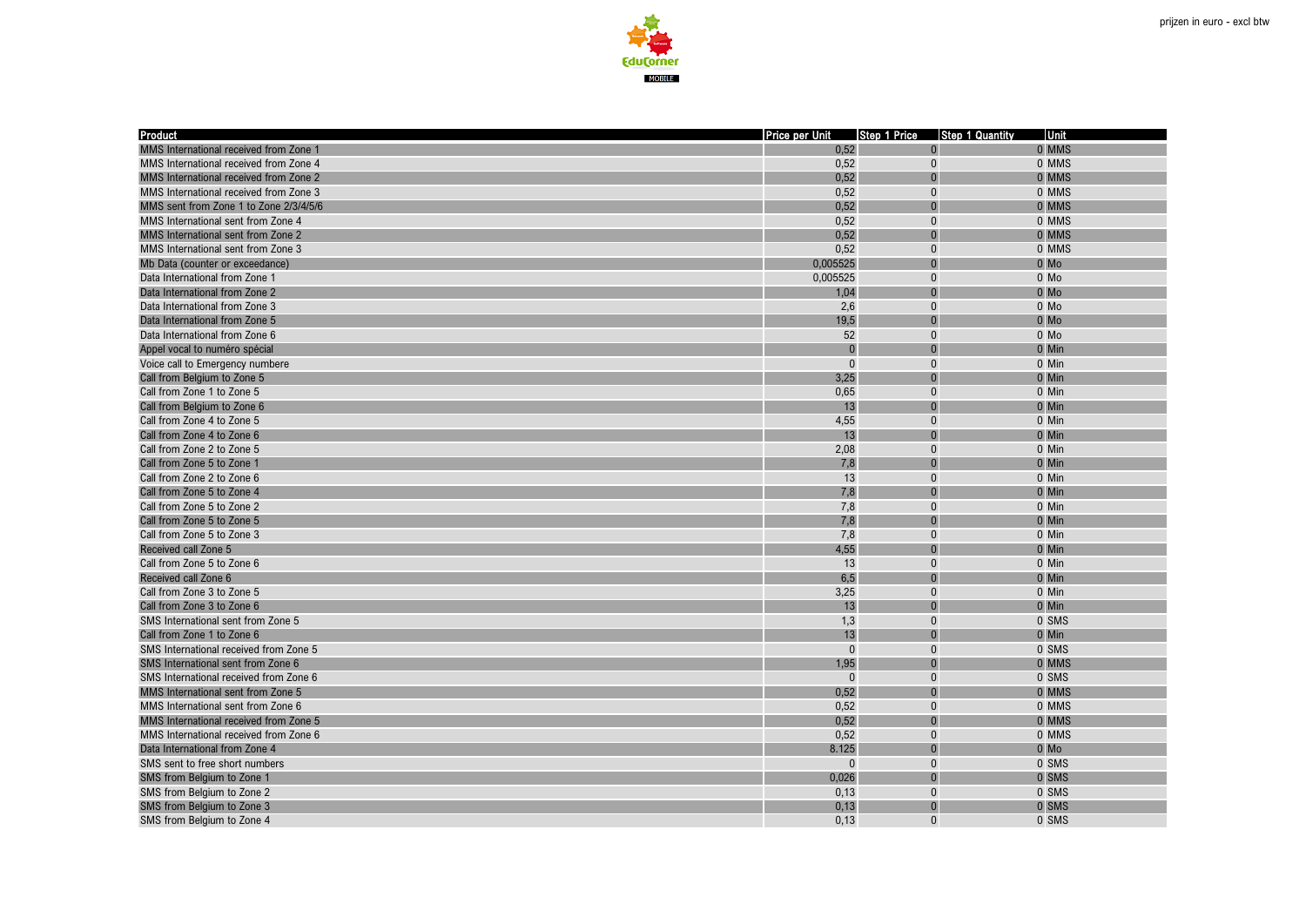prijzen in euro - excl btw

| Product | Price per Unit | Step 1 Price | Step 1 Quantity | Unit |
|---|---|---|---|---|
| MMS International received from Zone 1 | 0,52 | 0 | 0 | MMS |
| MMS International received from Zone 4 | 0,52 | 0 | 0 | MMS |
| MMS International received from Zone 2 | 0,52 | 0 | 0 | MMS |
| MMS International received from Zone 3 | 0,52 | 0 | 0 | MMS |
| MMS sent from Zone 1 to Zone 2/3/4/5/6 | 0,52 | 0 | 0 | MMS |
| MMS International sent from Zone 4 | 0,52 | 0 | 0 | MMS |
| MMS International sent from Zone 2 | 0,52 | 0 | 0 | MMS |
| MMS International sent from Zone 3 | 0,52 | 0 | 0 | MMS |
| Mb Data (counter or exceedance) | 0,005525 | 0 | 0 | Mo |
| Data International from Zone 1 | 0,005525 | 0 | 0 | Mo |
| Data International from Zone 2 | 1,04 | 0 | 0 | Mo |
| Data International from Zone 3 | 2,6 | 0 | 0 | Mo |
| Data International from Zone 5 | 19,5 | 0 | 0 | Mo |
| Data International from Zone 6 | 52 | 0 | 0 | Mo |
| Appel vocal to numéro spécial | 0 | 0 | 0 | Min |
| Voice call to Emergency numbere | 0 | 0 | 0 | Min |
| Call from Belgium to Zone 5 | 3,25 | 0 | 0 | Min |
| Call from Zone 1 to Zone 5 | 0,65 | 0 | 0 | Min |
| Call from Belgium to Zone 6 | 13 | 0 | 0 | Min |
| Call from Zone 4 to Zone 5 | 4,55 | 0 | 0 | Min |
| Call from Zone 4 to Zone 6 | 13 | 0 | 0 | Min |
| Call from Zone 2 to Zone 5 | 2,08 | 0 | 0 | Min |
| Call from Zone 5 to Zone 1 | 7,8 | 0 | 0 | Min |
| Call from Zone 2 to Zone 6 | 13 | 0 | 0 | Min |
| Call from Zone 5 to Zone 4 | 7,8 | 0 | 0 | Min |
| Call from Zone 5 to Zone 2 | 7,8 | 0 | 0 | Min |
| Call from Zone 5 to Zone 5 | 7,8 | 0 | 0 | Min |
| Call from Zone 5 to Zone 3 | 7,8 | 0 | 0 | Min |
| Received call Zone 5 | 4,55 | 0 | 0 | Min |
| Call from Zone 5 to Zone 6 | 13 | 0 | 0 | Min |
| Received call Zone 6 | 6,5 | 0 | 0 | Min |
| Call from Zone 3 to Zone 5 | 3,25 | 0 | 0 | Min |
| Call from Zone 3 to Zone 6 | 13 | 0 | 0 | Min |
| SMS International sent from Zone 5 | 1,3 | 0 | 0 | SMS |
| Call from Zone 1 to Zone 6 | 13 | 0 | 0 | Min |
| SMS International received from Zone 5 | 0 | 0 | 0 | SMS |
| SMS International sent from Zone 6 | 1,95 | 0 | 0 | MMS |
| SMS International received from Zone 6 | 0 | 0 | 0 | SMS |
| MMS International sent from Zone 5 | 0,52 | 0 | 0 | MMS |
| MMS International sent from Zone 6 | 0,52 | 0 | 0 | MMS |
| MMS International received from Zone 5 | 0,52 | 0 | 0 | MMS |
| MMS International received from Zone 6 | 0,52 | 0 | 0 | MMS |
| Data International from Zone 4 | 8.125 | 0 | 0 | Mo |
| SMS sent to free short numbers | 0 | 0 | 0 | SMS |
| SMS from Belgium to Zone 1 | 0,026 | 0 | 0 | SMS |
| SMS from Belgium to Zone 2 | 0,13 | 0 | 0 | SMS |
| SMS from Belgium to Zone 3 | 0,13 | 0 | 0 | SMS |
| SMS from Belgium to Zone 4 | 0,13 | 0 | 0 | SMS |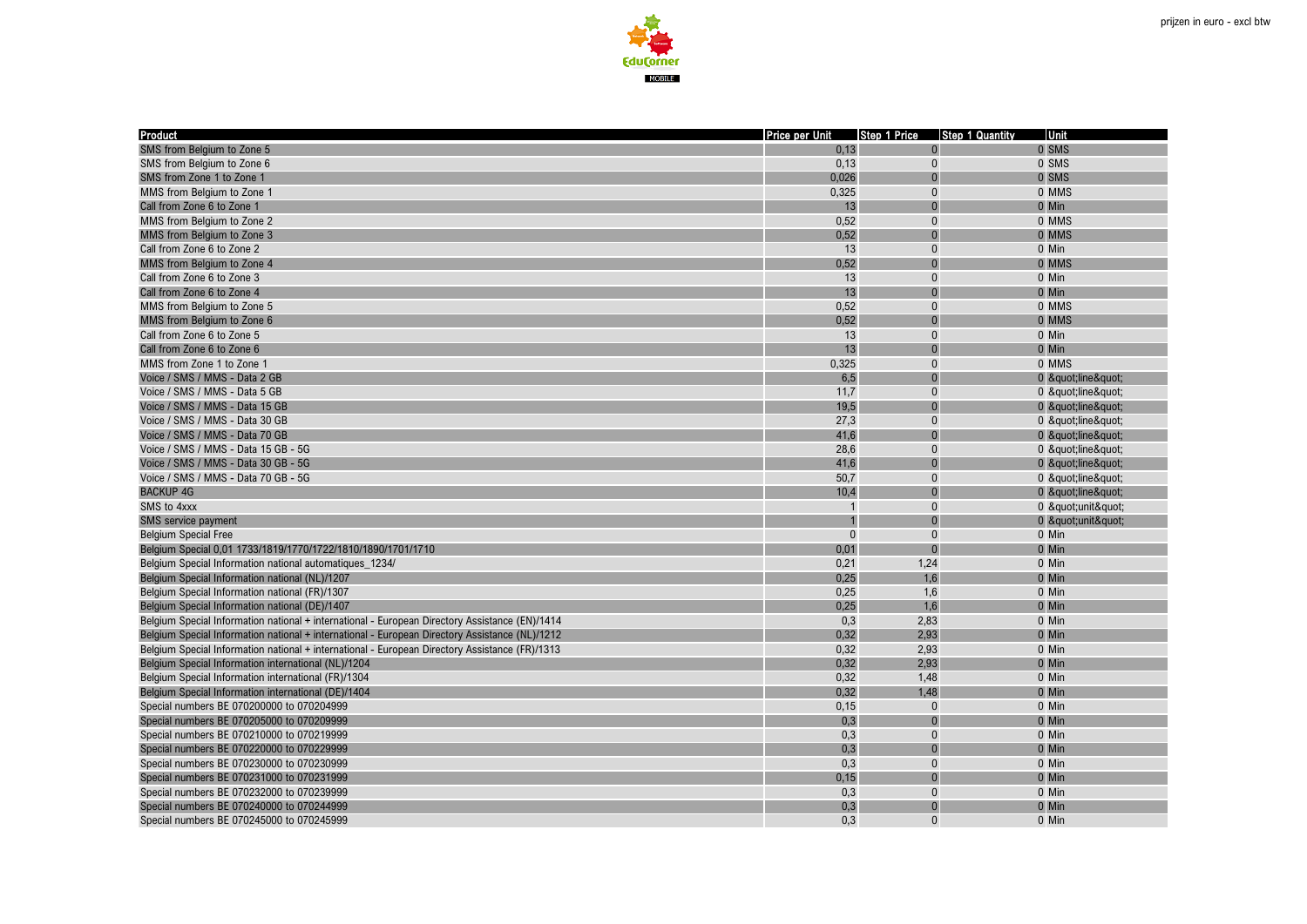prijzen in euro - excl btw

| Product | Price per Unit | Step 1 Price | Step 1 Quantity | Unit |
|---|---|---|---|---|
| SMS from Belgium to Zone 5 | 0,13 | 0 | 0 | SMS |
| SMS from Belgium to Zone 6 | 0,13 | 0 | 0 | SMS |
| SMS from Zone 1 to Zone 1 | 0,026 | 0 | 0 | SMS |
| MMS from Belgium to Zone 1 | 0,325 | 0 | 0 | MMS |
| Call from Zone 6 to Zone 1 | 13 | 0 | 0 | Min |
| MMS from Belgium to Zone 2 | 0,52 | 0 | 0 | MMS |
| MMS from Belgium to Zone 3 | 0,52 | 0 | 0 | MMS |
| Call from Zone 6 to Zone 2 | 13 | 0 | 0 | Min |
| MMS from Belgium to Zone 4 | 0,52 | 0 | 0 | MMS |
| Call from Zone 6 to Zone 3 | 13 | 0 | 0 | Min |
| Call from Zone 6 to Zone 4 | 13 | 0 | 0 | Min |
| MMS from Belgium to Zone 5 | 0,52 | 0 | 0 | MMS |
| MMS from Belgium to Zone 6 | 0,52 | 0 | 0 | MMS |
| Call from Zone 6 to Zone 5 | 13 | 0 | 0 | Min |
| Call from Zone 6 to Zone 6 | 13 | 0 | 0 | Min |
| MMS from Zone 1 to Zone 1 | 0,325 | 0 | 0 | MMS |
| Voice / SMS / MMS - Data 2 GB | 6,5 | 0 | 0 | &quot;line&quot; |
| Voice / SMS / MMS - Data 5 GB | 11,7 | 0 | 0 | &quot;line&quot; |
| Voice / SMS / MMS - Data 15 GB | 19,5 | 0 | 0 | &quot;line&quot; |
| Voice / SMS / MMS - Data 30 GB | 27,3 | 0 | 0 | &quot;line&quot; |
| Voice / SMS / MMS - Data 70 GB | 41,6 | 0 | 0 | &quot;line&quot; |
| Voice / SMS / MMS - Data 15 GB - 5G | 28,6 | 0 | 0 | &quot;line&quot; |
| Voice / SMS / MMS - Data 30 GB - 5G | 41,6 | 0 | 0 | &quot;line&quot; |
| Voice / SMS / MMS - Data 70 GB - 5G | 50,7 | 0 | 0 | &quot;line&quot; |
| BACKUP 4G | 10,4 | 0 | 0 | &quot;line&quot; |
| SMS to 4xxx | 1 | 0 | 0 | &quot;unit&quot; |
| SMS service payment | 1 | 0 | 0 | &quot;unit&quot; |
| Belgium Special Free | 0 | 0 | 0 | Min |
| Belgium Special 0,01 1733/1819/1770/1722/1810/1890/1701/1710 | 0,01 | 0 | 0 | Min |
| Belgium Special Information national automatiques_1234/ | 0,21 | 1,24 | 0 | Min |
| Belgium Special Information national (NL)/1207 | 0,25 | 1,6 | 0 | Min |
| Belgium Special Information national (FR)/1307 | 0,25 | 1,6 | 0 | Min |
| Belgium Special Information national (DE)/1407 | 0,25 | 1,6 | 0 | Min |
| Belgium Special Information national + international - European Directory Assistance (EN)/1414 | 0,3 | 2,83 | 0 | Min |
| Belgium Special Information national + international - European Directory Assistance (NL)/1212 | 0,32 | 2,93 | 0 | Min |
| Belgium Special Information national + international - European Directory Assistance (FR)/1313 | 0,32 | 2,93 | 0 | Min |
| Belgium Special Information international (NL)/1204 | 0,32 | 2,93 | 0 | Min |
| Belgium Special Information international (FR)/1304 | 0,32 | 1,48 | 0 | Min |
| Belgium Special Information international (DE)/1404 | 0,32 | 1,48 | 0 | Min |
| Special numbers BE 070200000 to 070204999 | 0,15 | 0 | 0 | Min |
| Special numbers BE 070205000 to 070209999 | 0,3 | 0 | 0 | Min |
| Special numbers BE 070210000 to 070219999 | 0,3 | 0 | 0 | Min |
| Special numbers BE 070220000 to 070229999 | 0,3 | 0 | 0 | Min |
| Special numbers BE 070230000 to 070230999 | 0,3 | 0 | 0 | Min |
| Special numbers BE 070231000 to 070231999 | 0,15 | 0 | 0 | Min |
| Special numbers BE 070232000 to 070239999 | 0,3 | 0 | 0 | Min |
| Special numbers BE 070240000 to 070244999 | 0,3 | 0 | 0 | Min |
| Special numbers BE 070245000 to 070245999 | 0,3 | 0 | 0 | Min |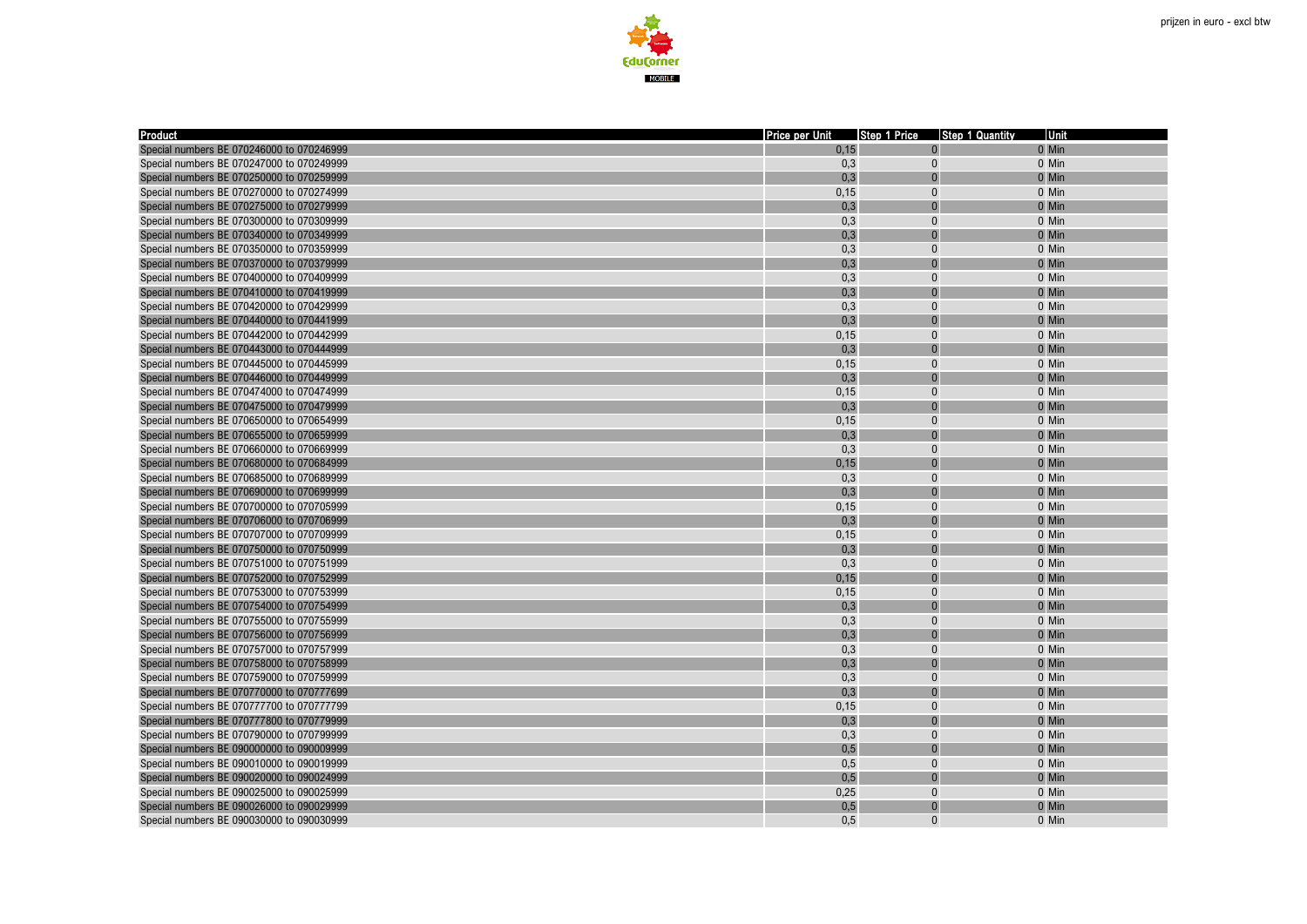prijzen in euro - excl btw

| Product | Price per Unit | Step 1 Price | Step 1 Quantity | Unit |
|---|---|---|---|---|
| Special numbers BE 070246000 to 070246999 | 0,15 | 0 | 0 | Min |
| Special numbers BE 070247000 to 070249999 | 0,3 | 0 | 0 | Min |
| Special numbers BE 070250000 to 070259999 | 0,3 | 0 | 0 | Min |
| Special numbers BE 070270000 to 070274999 | 0,15 | 0 | 0 | Min |
| Special numbers BE 070275000 to 070279999 | 0,3 | 0 | 0 | Min |
| Special numbers BE 070300000 to 070309999 | 0,3 | 0 | 0 | Min |
| Special numbers BE 070340000 to 070349999 | 0,3 | 0 | 0 | Min |
| Special numbers BE 070350000 to 070359999 | 0,3 | 0 | 0 | Min |
| Special numbers BE 070370000 to 070379999 | 0,3 | 0 | 0 | Min |
| Special numbers BE 070400000 to 070409999 | 0,3 | 0 | 0 | Min |
| Special numbers BE 070410000 to 070419999 | 0,3 | 0 | 0 | Min |
| Special numbers BE 070420000 to 070429999 | 0,3 | 0 | 0 | Min |
| Special numbers BE 070440000 to 070441999 | 0,3 | 0 | 0 | Min |
| Special numbers BE 070442000 to 070442999 | 0,15 | 0 | 0 | Min |
| Special numbers BE 070443000 to 070444999 | 0,3 | 0 | 0 | Min |
| Special numbers BE 070445000 to 070445999 | 0,15 | 0 | 0 | Min |
| Special numbers BE 070446000 to 070449999 | 0,3 | 0 | 0 | Min |
| Special numbers BE 070474000 to 070474999 | 0,15 | 0 | 0 | Min |
| Special numbers BE 070475000 to 070479999 | 0,3 | 0 | 0 | Min |
| Special numbers BE 070650000 to 070654999 | 0,15 | 0 | 0 | Min |
| Special numbers BE 070655000 to 070659999 | 0,3 | 0 | 0 | Min |
| Special numbers BE 070660000 to 070669999 | 0,3 | 0 | 0 | Min |
| Special numbers BE 070680000 to 070684999 | 0,15 | 0 | 0 | Min |
| Special numbers BE 070685000 to 070689999 | 0,3 | 0 | 0 | Min |
| Special numbers BE 070690000 to 070699999 | 0,3 | 0 | 0 | Min |
| Special numbers BE 070700000 to 070705999 | 0,15 | 0 | 0 | Min |
| Special numbers BE 070706000 to 070706999 | 0,3 | 0 | 0 | Min |
| Special numbers BE 070707000 to 070709999 | 0,15 | 0 | 0 | Min |
| Special numbers BE 070750000 to 070750999 | 0,3 | 0 | 0 | Min |
| Special numbers BE 070751000 to 070751999 | 0,3 | 0 | 0 | Min |
| Special numbers BE 070752000 to 070752999 | 0,15 | 0 | 0 | Min |
| Special numbers BE 070753000 to 070753999 | 0,15 | 0 | 0 | Min |
| Special numbers BE 070754000 to 070754999 | 0,3 | 0 | 0 | Min |
| Special numbers BE 070755000 to 070755999 | 0,3 | 0 | 0 | Min |
| Special numbers BE 070756000 to 070756999 | 0,3 | 0 | 0 | Min |
| Special numbers BE 070757000 to 070757999 | 0,3 | 0 | 0 | Min |
| Special numbers BE 070758000 to 070758999 | 0,3 | 0 | 0 | Min |
| Special numbers BE 070759000 to 070759999 | 0,3 | 0 | 0 | Min |
| Special numbers BE 070770000 to 070777699 | 0,3 | 0 | 0 | Min |
| Special numbers BE 070777700 to 070777799 | 0,15 | 0 | 0 | Min |
| Special numbers BE 070777800 to 070779999 | 0,3 | 0 | 0 | Min |
| Special numbers BE 070790000 to 070799999 | 0,3 | 0 | 0 | Min |
| Special numbers BE 090000000 to 090009999 | 0,5 | 0 | 0 | Min |
| Special numbers BE 090010000 to 090019999 | 0,5 | 0 | 0 | Min |
| Special numbers BE 090020000 to 090024999 | 0,5 | 0 | 0 | Min |
| Special numbers BE 090025000 to 090025999 | 0,25 | 0 | 0 | Min |
| Special numbers BE 090026000 to 090029999 | 0,5 | 0 | 0 | Min |
| Special numbers BE 090030000 to 090030999 | 0,5 | 0 | 0 | Min |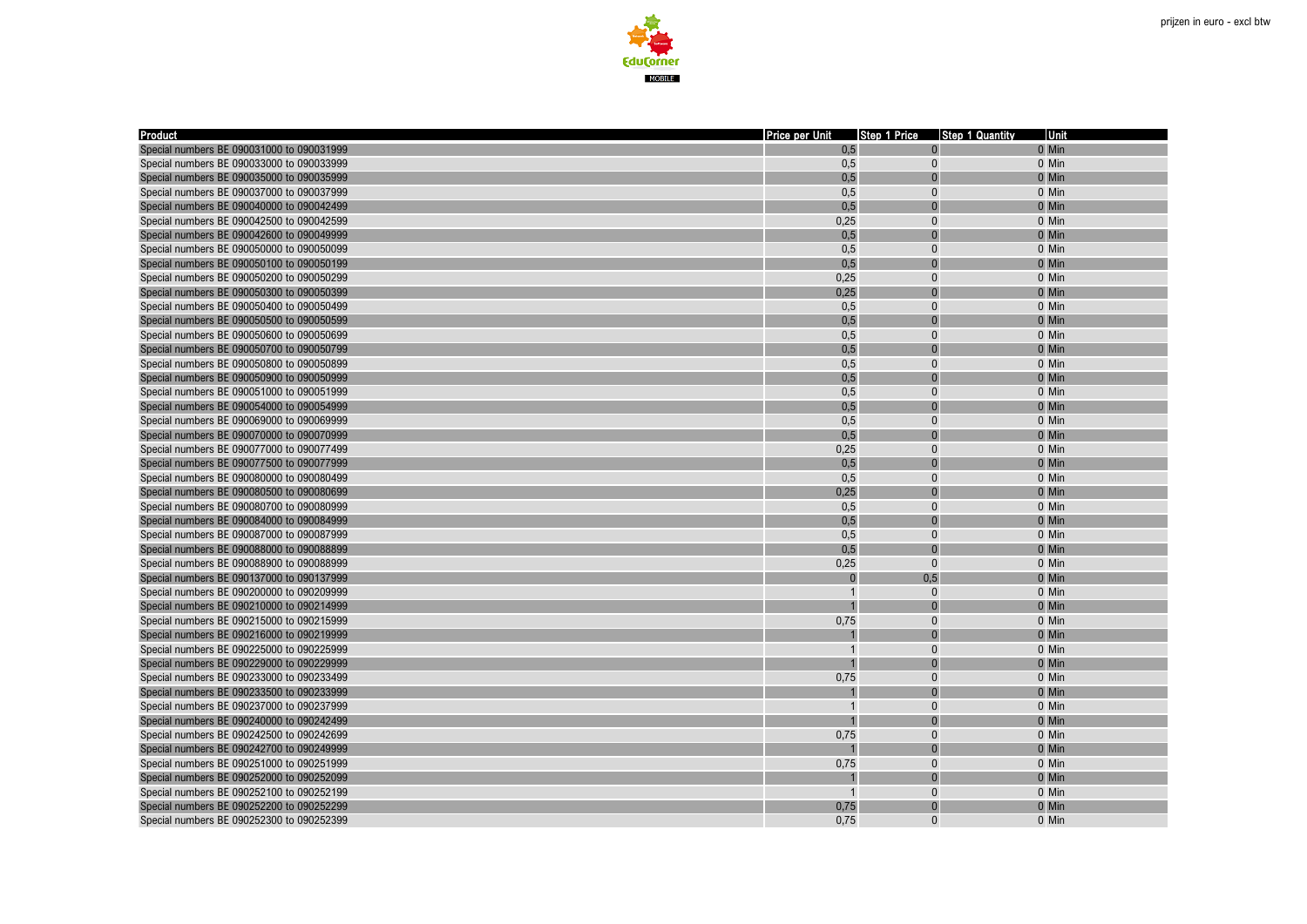prijzen in euro - excl btw

| Product | Price per Unit | Step 1 Price | Step 1 Quantity | Unit |
|---|---|---|---|---|
| Special numbers BE 090031000 to 090031999 | 0,5 | 0 | 0 | Min |
| Special numbers BE 090033000 to 090033999 | 0,5 | 0 | 0 | Min |
| Special numbers BE 090035000 to 090035999 | 0,5 | 0 | 0 | Min |
| Special numbers BE 090037000 to 090037999 | 0,5 | 0 | 0 | Min |
| Special numbers BE 090040000 to 090042499 | 0,5 | 0 | 0 | Min |
| Special numbers BE 090042500 to 090042599 | 0,25 | 0 | 0 | Min |
| Special numbers BE 090042600 to 090049999 | 0,5 | 0 | 0 | Min |
| Special numbers BE 090050000 to 090050099 | 0,5 | 0 | 0 | Min |
| Special numbers BE 090050100 to 090050199 | 0,5 | 0 | 0 | Min |
| Special numbers BE 090050200 to 090050299 | 0,25 | 0 | 0 | Min |
| Special numbers BE 090050300 to 090050399 | 0,25 | 0 | 0 | Min |
| Special numbers BE 090050400 to 090050499 | 0,5 | 0 | 0 | Min |
| Special numbers BE 090050500 to 090050599 | 0,5 | 0 | 0 | Min |
| Special numbers BE 090050600 to 090050699 | 0,5 | 0 | 0 | Min |
| Special numbers BE 090050700 to 090050799 | 0,5 | 0 | 0 | Min |
| Special numbers BE 090050800 to 090050899 | 0,5 | 0 | 0 | Min |
| Special numbers BE 090050900 to 090050999 | 0,5 | 0 | 0 | Min |
| Special numbers BE 090051000 to 090051999 | 0,5 | 0 | 0 | Min |
| Special numbers BE 090054000 to 090054999 | 0,5 | 0 | 0 | Min |
| Special numbers BE 090069000 to 090069999 | 0,5 | 0 | 0 | Min |
| Special numbers BE 090070000 to 090070999 | 0,5 | 0 | 0 | Min |
| Special numbers BE 090077000 to 090077499 | 0,25 | 0 | 0 | Min |
| Special numbers BE 090077500 to 090077999 | 0,5 | 0 | 0 | Min |
| Special numbers BE 090080000 to 090080499 | 0,5 | 0 | 0 | Min |
| Special numbers BE 090080500 to 090080699 | 0,25 | 0 | 0 | Min |
| Special numbers BE 090080700 to 090080999 | 0,5 | 0 | 0 | Min |
| Special numbers BE 090084000 to 090084999 | 0,5 | 0 | 0 | Min |
| Special numbers BE 090087000 to 090087999 | 0,5 | 0 | 0 | Min |
| Special numbers BE 090088000 to 090088899 | 0,5 | 0 | 0 | Min |
| Special numbers BE 090088900 to 090088999 | 0,25 | 0 | 0 | Min |
| Special numbers BE 090137000 to 090137999 | 0 | 0,5 | 0 | Min |
| Special numbers BE 090200000 to 090209999 | 1 | 0 | 0 | Min |
| Special numbers BE 090210000 to 090214999 | 1 | 0 | 0 | Min |
| Special numbers BE 090215000 to 090215999 | 0,75 | 0 | 0 | Min |
| Special numbers BE 090216000 to 090219999 | 1 | 0 | 0 | Min |
| Special numbers BE 090225000 to 090225999 | 1 | 0 | 0 | Min |
| Special numbers BE 090229000 to 090229999 | 1 | 0 | 0 | Min |
| Special numbers BE 090233000 to 090233499 | 0,75 | 0 | 0 | Min |
| Special numbers BE 090233500 to 090233999 | 1 | 0 | 0 | Min |
| Special numbers BE 090237000 to 090237999 | 1 | 0 | 0 | Min |
| Special numbers BE 090240000 to 090242499 | 1 | 0 | 0 | Min |
| Special numbers BE 090242500 to 090242699 | 0,75 | 0 | 0 | Min |
| Special numbers BE 090242700 to 090249999 | 1 | 0 | 0 | Min |
| Special numbers BE 090251000 to 090251999 | 0,75 | 0 | 0 | Min |
| Special numbers BE 090252000 to 090252099 | 1 | 0 | 0 | Min |
| Special numbers BE 090252100 to 090252199 | 1 | 0 | 0 | Min |
| Special numbers BE 090252200 to 090252299 | 0,75 | 0 | 0 | Min |
| Special numbers BE 090252300 to 090252399 | 0,75 | 0 | 0 | Min |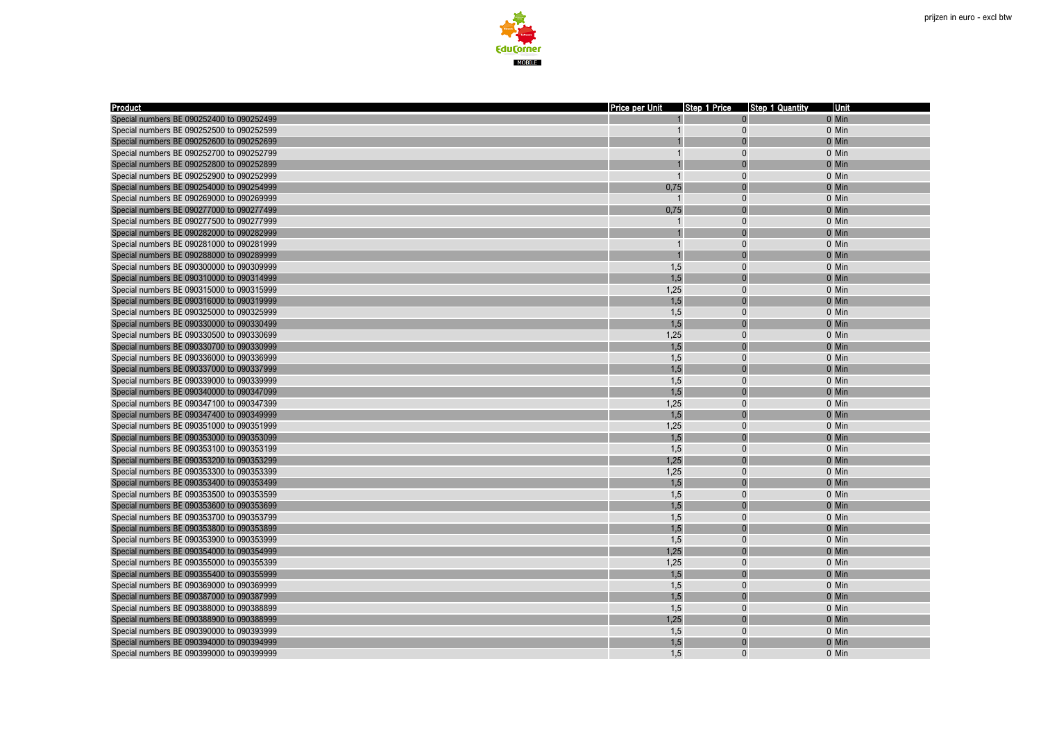prijzen in euro - excl btw

| Product | Price per Unit | Step 1 Price | Step 1 Quantity | Unit |
|---|---|---|---|---|
| Special numbers BE 090252400 to 090252499 | 1 | 0 | 0 | Min |
| Special numbers BE 090252500 to 090252599 | 1 | 0 | 0 | Min |
| Special numbers BE 090252600 to 090252699 | 1 | 0 | 0 | Min |
| Special numbers BE 090252700 to 090252799 | 1 | 0 | 0 | Min |
| Special numbers BE 090252800 to 090252899 | 1 | 0 | 0 | Min |
| Special numbers BE 090252900 to 090252999 | 1 | 0 | 0 | Min |
| Special numbers BE 090254000 to 090254999 | 0,75 | 0 | 0 | Min |
| Special numbers BE 090269000 to 090269999 | 1 | 0 | 0 | Min |
| Special numbers BE 090277000 to 090277499 | 0,75 | 0 | 0 | Min |
| Special numbers BE 090277500 to 090277999 | 1 | 0 | 0 | Min |
| Special numbers BE 090282000 to 090282999 | 1 | 0 | 0 | Min |
| Special numbers BE 090281000 to 090281999 | 1 | 0 | 0 | Min |
| Special numbers BE 090288000 to 090289999 | 1 | 0 | 0 | Min |
| Special numbers BE 090300000 to 090309999 | 1,5 | 0 | 0 | Min |
| Special numbers BE 090310000 to 090314999 | 1,5 | 0 | 0 | Min |
| Special numbers BE 090315000 to 090315999 | 1,25 | 0 | 0 | Min |
| Special numbers BE 090316000 to 090319999 | 1,5 | 0 | 0 | Min |
| Special numbers BE 090325000 to 090325999 | 1,5 | 0 | 0 | Min |
| Special numbers BE 090330000 to 090330499 | 1,5 | 0 | 0 | Min |
| Special numbers BE 090330500 to 090330699 | 1,25 | 0 | 0 | Min |
| Special numbers BE 090330700 to 090330999 | 1,5 | 0 | 0 | Min |
| Special numbers BE 090336000 to 090336999 | 1,5 | 0 | 0 | Min |
| Special numbers BE 090337000 to 090337999 | 1,5 | 0 | 0 | Min |
| Special numbers BE 090339000 to 090339999 | 1,5 | 0 | 0 | Min |
| Special numbers BE 090340000 to 090347099 | 1,5 | 0 | 0 | Min |
| Special numbers BE 090347100 to 090347399 | 1,25 | 0 | 0 | Min |
| Special numbers BE 090347400 to 090349999 | 1,5 | 0 | 0 | Min |
| Special numbers BE 090351000 to 090351999 | 1,25 | 0 | 0 | Min |
| Special numbers BE 090353000 to 090353099 | 1,5 | 0 | 0 | Min |
| Special numbers BE 090353100 to 090353199 | 1,5 | 0 | 0 | Min |
| Special numbers BE 090353200 to 090353299 | 1,25 | 0 | 0 | Min |
| Special numbers BE 090353300 to 090353399 | 1,25 | 0 | 0 | Min |
| Special numbers BE 090353400 to 090353499 | 1,5 | 0 | 0 | Min |
| Special numbers BE 090353500 to 090353599 | 1,5 | 0 | 0 | Min |
| Special numbers BE 090353600 to 090353699 | 1,5 | 0 | 0 | Min |
| Special numbers BE 090353700 to 090353799 | 1,5 | 0 | 0 | Min |
| Special numbers BE 090353800 to 090353899 | 1,5 | 0 | 0 | Min |
| Special numbers BE 090353900 to 090353999 | 1,5 | 0 | 0 | Min |
| Special numbers BE 090354000 to 090354999 | 1,25 | 0 | 0 | Min |
| Special numbers BE 090355000 to 090355399 | 1,25 | 0 | 0 | Min |
| Special numbers BE 090355400 to 090355999 | 1,5 | 0 | 0 | Min |
| Special numbers BE 090369000 to 090369999 | 1,5 | 0 | 0 | Min |
| Special numbers BE 090387000 to 090387999 | 1,5 | 0 | 0 | Min |
| Special numbers BE 090388000 to 090388899 | 1,5 | 0 | 0 | Min |
| Special numbers BE 090388900 to 090388999 | 1,25 | 0 | 0 | Min |
| Special numbers BE 090390000 to 090393999 | 1,5 | 0 | 0 | Min |
| Special numbers BE 090394000 to 090394999 | 1,5 | 0 | 0 | Min |
| Special numbers BE 090399000 to 090399999 | 1,5 | 0 | 0 | Min |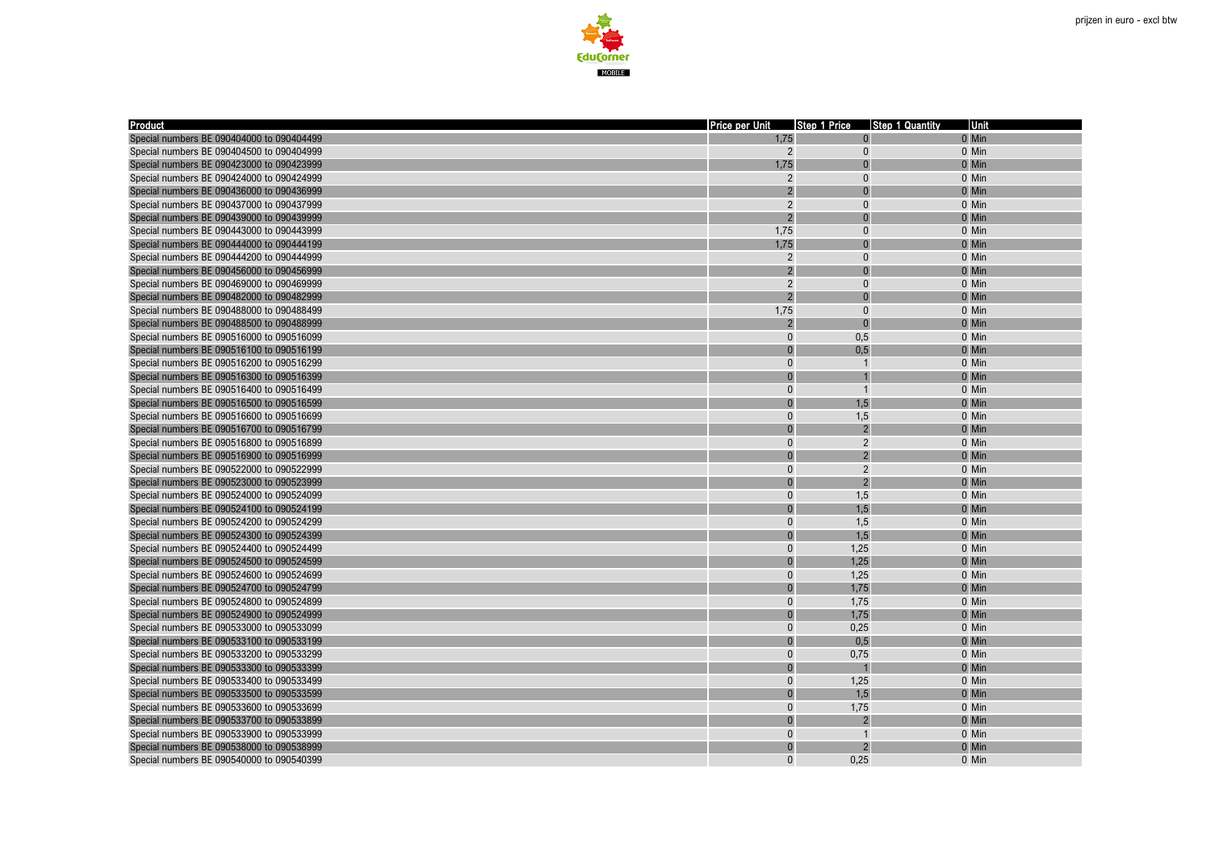prijzen in euro - excl btw

| Product | Price per Unit | Step 1 Price | Step 1 Quantity | Unit |
|---|---|---|---|---|
| Special numbers BE 090404000 to 090404499 | 1,75 | 0 | 0 | Min |
| Special numbers BE 090404500 to 090404999 | 2 | 0 | 0 | Min |
| Special numbers BE 090423000 to 090423999 | 1,75 | 0 | 0 | Min |
| Special numbers BE 090424000 to 090424999 | 2 | 0 | 0 | Min |
| Special numbers BE 090436000 to 090436999 | 2 | 0 | 0 | Min |
| Special numbers BE 090437000 to 090437999 | 2 | 0 | 0 | Min |
| Special numbers BE 090439000 to 090439999 | 2 | 0 | 0 | Min |
| Special numbers BE 090443000 to 090443999 | 1,75 | 0 | 0 | Min |
| Special numbers BE 090444000 to 090444199 | 1,75 | 0 | 0 | Min |
| Special numbers BE 090444200 to 090444999 | 2 | 0 | 0 | Min |
| Special numbers BE 090456000 to 090456999 | 2 | 0 | 0 | Min |
| Special numbers BE 090469000 to 090469999 | 2 | 0 | 0 | Min |
| Special numbers BE 090482000 to 090482999 | 2 | 0 | 0 | Min |
| Special numbers BE 090488000 to 090488499 | 1,75 | 0 | 0 | Min |
| Special numbers BE 090488500 to 090488999 | 2 | 0 | 0 | Min |
| Special numbers BE 090516000 to 090516099 | 0 | 0,5 | 0 | Min |
| Special numbers BE 090516100 to 090516199 | 0 | 0,5 | 0 | Min |
| Special numbers BE 090516200 to 090516299 | 0 | 1 | 0 | Min |
| Special numbers BE 090516300 to 090516399 | 0 | 1 | 0 | Min |
| Special numbers BE 090516400 to 090516499 | 0 | 1 | 0 | Min |
| Special numbers BE 090516500 to 090516599 | 0 | 1,5 | 0 | Min |
| Special numbers BE 090516600 to 090516699 | 0 | 1,5 | 0 | Min |
| Special numbers BE 090516700 to 090516799 | 0 | 2 | 0 | Min |
| Special numbers BE 090516800 to 090516899 | 0 | 2 | 0 | Min |
| Special numbers BE 090516900 to 090516999 | 0 | 2 | 0 | Min |
| Special numbers BE 090522000 to 090522999 | 0 | 2 | 0 | Min |
| Special numbers BE 090523000 to 090523999 | 0 | 2 | 0 | Min |
| Special numbers BE 090524000 to 090524099 | 0 | 1,5 | 0 | Min |
| Special numbers BE 090524100 to 090524199 | 0 | 1,5 | 0 | Min |
| Special numbers BE 090524200 to 090524299 | 0 | 1,5 | 0 | Min |
| Special numbers BE 090524300 to 090524399 | 0 | 1,5 | 0 | Min |
| Special numbers BE 090524400 to 090524499 | 0 | 1,25 | 0 | Min |
| Special numbers BE 090524500 to 090524599 | 0 | 1,25 | 0 | Min |
| Special numbers BE 090524600 to 090524699 | 0 | 1,25 | 0 | Min |
| Special numbers BE 090524700 to 090524799 | 0 | 1,75 | 0 | Min |
| Special numbers BE 090524800 to 090524899 | 0 | 1,75 | 0 | Min |
| Special numbers BE 090524900 to 090524999 | 0 | 1,75 | 0 | Min |
| Special numbers BE 090533000 to 090533099 | 0 | 0,25 | 0 | Min |
| Special numbers BE 090533100 to 090533199 | 0 | 0,5 | 0 | Min |
| Special numbers BE 090533200 to 090533299 | 0 | 0,75 | 0 | Min |
| Special numbers BE 090533300 to 090533399 | 0 | 1 | 0 | Min |
| Special numbers BE 090533400 to 090533499 | 0 | 1,25 | 0 | Min |
| Special numbers BE 090533500 to 090533599 | 0 | 1,5 | 0 | Min |
| Special numbers BE 090533600 to 090533699 | 0 | 1,75 | 0 | Min |
| Special numbers BE 090533700 to 090533899 | 0 | 2 | 0 | Min |
| Special numbers BE 090533900 to 090533999 | 0 | 1 | 0 | Min |
| Special numbers BE 090538000 to 090538999 | 0 | 2 | 0 | Min |
| Special numbers BE 090540000 to 090540399 | 0 | 0,25 | 0 | Min |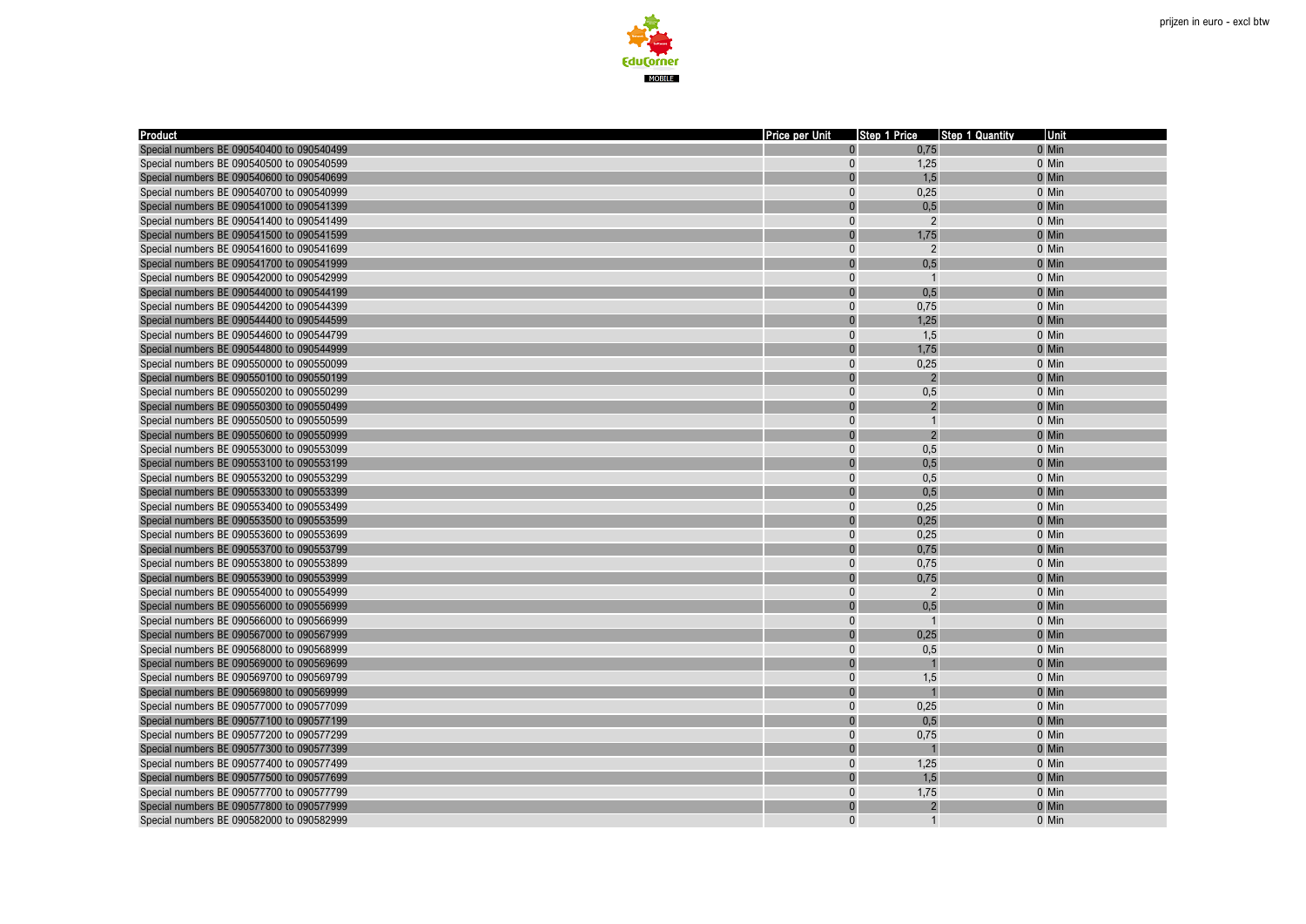prijzen in euro - excl btw

| Product | Price per Unit | Step 1 Price | Step 1 Quantity | Unit |
|---|---|---|---|---|
| Special numbers BE 090540400 to 090540499 | 0 | 0,75 | 0 | Min |
| Special numbers BE 090540500 to 090540599 | 0 | 1,25 | 0 | Min |
| Special numbers BE 090540600 to 090540699 | 0 | 1,5 | 0 | Min |
| Special numbers BE 090540700 to 090540999 | 0 | 0,25 | 0 | Min |
| Special numbers BE 090541000 to 090541399 | 0 | 0,5 | 0 | Min |
| Special numbers BE 090541400 to 090541499 | 0 | 2 | 0 | Min |
| Special numbers BE 090541500 to 090541599 | 0 | 1,75 | 0 | Min |
| Special numbers BE 090541600 to 090541699 | 0 | 2 | 0 | Min |
| Special numbers BE 090541700 to 090541999 | 0 | 0,5 | 0 | Min |
| Special numbers BE 090542000 to 090542999 | 0 | 1 | 0 | Min |
| Special numbers BE 090544000 to 090544199 | 0 | 0,5 | 0 | Min |
| Special numbers BE 090544200 to 090544399 | 0 | 0,75 | 0 | Min |
| Special numbers BE 090544400 to 090544599 | 0 | 1,25 | 0 | Min |
| Special numbers BE 090544600 to 090544799 | 0 | 1,5 | 0 | Min |
| Special numbers BE 090544800 to 090544999 | 0 | 1,75 | 0 | Min |
| Special numbers BE 090550000 to 090550099 | 0 | 0,25 | 0 | Min |
| Special numbers BE 090550100 to 090550199 | 0 | 2 | 0 | Min |
| Special numbers BE 090550200 to 090550299 | 0 | 0,5 | 0 | Min |
| Special numbers BE 090550300 to 090550499 | 0 | 2 | 0 | Min |
| Special numbers BE 090550500 to 090550599 | 0 | 1 | 0 | Min |
| Special numbers BE 090550600 to 090550999 | 0 | 2 | 0 | Min |
| Special numbers BE 090553000 to 090553099 | 0 | 0,5 | 0 | Min |
| Special numbers BE 090553100 to 090553199 | 0 | 0,5 | 0 | Min |
| Special numbers BE 090553200 to 090553299 | 0 | 0,5 | 0 | Min |
| Special numbers BE 090553300 to 090553399 | 0 | 0,5 | 0 | Min |
| Special numbers BE 090553400 to 090553499 | 0 | 0,25 | 0 | Min |
| Special numbers BE 090553500 to 090553599 | 0 | 0,25 | 0 | Min |
| Special numbers BE 090553600 to 090553699 | 0 | 0,25 | 0 | Min |
| Special numbers BE 090553700 to 090553799 | 0 | 0,75 | 0 | Min |
| Special numbers BE 090553800 to 090553899 | 0 | 0,75 | 0 | Min |
| Special numbers BE 090553900 to 090553999 | 0 | 0,75 | 0 | Min |
| Special numbers BE 090554000 to 090554999 | 0 | 2 | 0 | Min |
| Special numbers BE 090556000 to 090556999 | 0 | 0,5 | 0 | Min |
| Special numbers BE 090566000 to 090566999 | 0 | 1 | 0 | Min |
| Special numbers BE 090567000 to 090567999 | 0 | 0,25 | 0 | Min |
| Special numbers BE 090568000 to 090568999 | 0 | 0,5 | 0 | Min |
| Special numbers BE 090569000 to 090569699 | 0 | 1 | 0 | Min |
| Special numbers BE 090569700 to 090569799 | 0 | 1,5 | 0 | Min |
| Special numbers BE 090569800 to 090569999 | 0 | 1 | 0 | Min |
| Special numbers BE 090577000 to 090577099 | 0 | 0,25 | 0 | Min |
| Special numbers BE 090577100 to 090577199 | 0 | 0,5 | 0 | Min |
| Special numbers BE 090577200 to 090577299 | 0 | 0,75 | 0 | Min |
| Special numbers BE 090577300 to 090577399 | 0 | 1 | 0 | Min |
| Special numbers BE 090577400 to 090577499 | 0 | 1,25 | 0 | Min |
| Special numbers BE 090577500 to 090577699 | 0 | 1,5 | 0 | Min |
| Special numbers BE 090577700 to 090577799 | 0 | 1,75 | 0 | Min |
| Special numbers BE 090577800 to 090577999 | 0 | 2 | 0 | Min |
| Special numbers BE 090582000 to 090582999 | 0 | 1 | 0 | Min |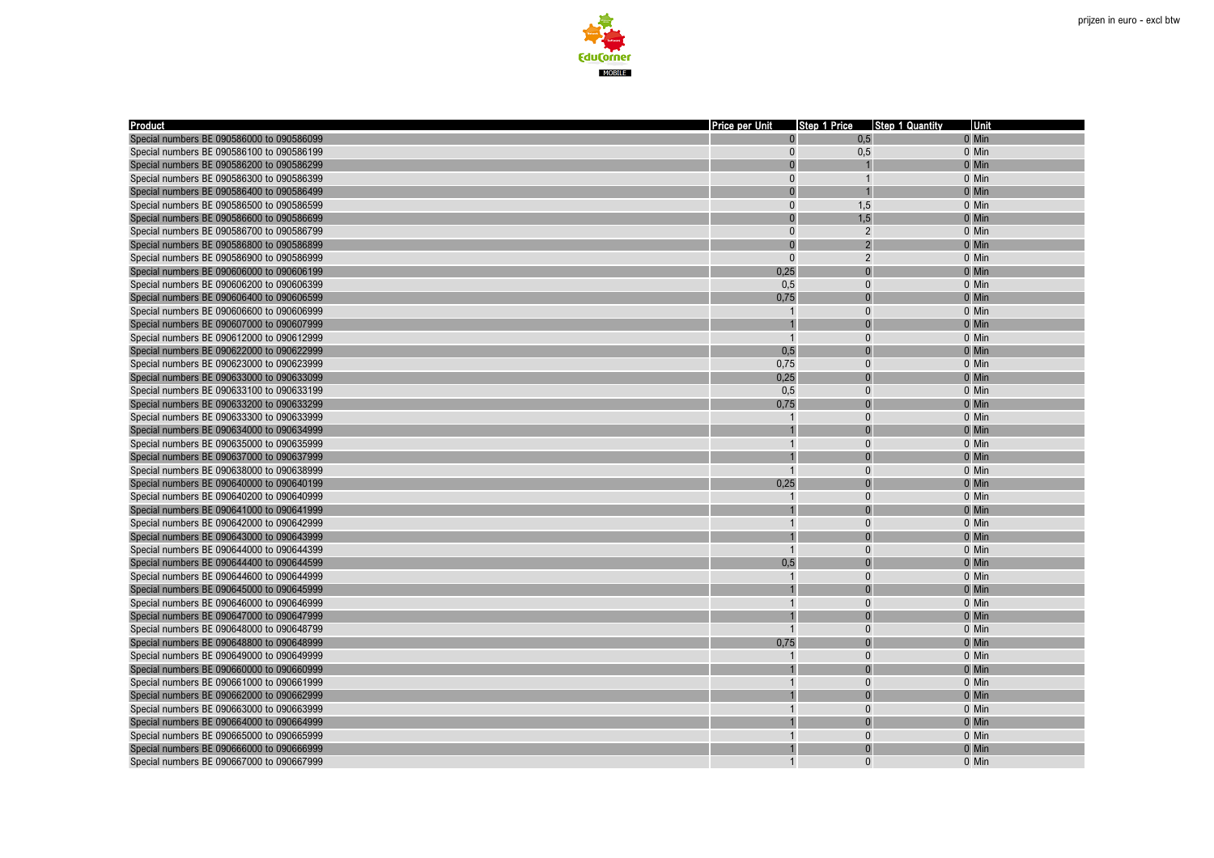prijzen in euro - excl btw

| Product | Price per Unit | Step 1 Price | Step 1 Quantity | Unit |
|---|---|---|---|---|
| Special numbers BE 090586000 to 090586099 | 0 | 0,5 | 0 | Min |
| Special numbers BE 090586100 to 090586199 | 0 | 0,5 | 0 | Min |
| Special numbers BE 090586200 to 090586299 | 0 | 1 | 0 | Min |
| Special numbers BE 090586300 to 090586399 | 0 | 1 | 0 | Min |
| Special numbers BE 090586400 to 090586499 | 0 | 1 | 0 | Min |
| Special numbers BE 090586500 to 090586599 | 0 | 1,5 | 0 | Min |
| Special numbers BE 090586600 to 090586699 | 0 | 1,5 | 0 | Min |
| Special numbers BE 090586700 to 090586799 | 0 | 2 | 0 | Min |
| Special numbers BE 090586800 to 090586899 | 0 | 2 | 0 | Min |
| Special numbers BE 090586900 to 090586999 | 0 | 2 | 0 | Min |
| Special numbers BE 090606000 to 090606199 | 0,25 | 0 | 0 | Min |
| Special numbers BE 090606200 to 090606399 | 0,5 | 0 | 0 | Min |
| Special numbers BE 090606400 to 090606599 | 0,75 | 0 | 0 | Min |
| Special numbers BE 090606600 to 090606999 | 1 | 0 | 0 | Min |
| Special numbers BE 090607000 to 090607999 | 1 | 0 | 0 | Min |
| Special numbers BE 090612000 to 090612999 | 1 | 0 | 0 | Min |
| Special numbers BE 090622000 to 090622999 | 0,5 | 0 | 0 | Min |
| Special numbers BE 090623000 to 090623999 | 0,75 | 0 | 0 | Min |
| Special numbers BE 090633000 to 090633099 | 0,25 | 0 | 0 | Min |
| Special numbers BE 090633100 to 090633199 | 0,5 | 0 | 0 | Min |
| Special numbers BE 090633200 to 090633299 | 0,75 | 0 | 0 | Min |
| Special numbers BE 090633300 to 090633999 | 1 | 0 | 0 | Min |
| Special numbers BE 090634000 to 090634999 | 1 | 0 | 0 | Min |
| Special numbers BE 090635000 to 090635999 | 1 | 0 | 0 | Min |
| Special numbers BE 090637000 to 090637999 | 1 | 0 | 0 | Min |
| Special numbers BE 090638000 to 090638999 | 1 | 0 | 0 | Min |
| Special numbers BE 090640000 to 090640199 | 0,25 | 0 | 0 | Min |
| Special numbers BE 090640200 to 090640999 | 1 | 0 | 0 | Min |
| Special numbers BE 090641000 to 090641999 | 1 | 0 | 0 | Min |
| Special numbers BE 090642000 to 090642999 | 1 | 0 | 0 | Min |
| Special numbers BE 090643000 to 090643999 | 1 | 0 | 0 | Min |
| Special numbers BE 090644000 to 090644399 | 1 | 0 | 0 | Min |
| Special numbers BE 090644400 to 090644599 | 0,5 | 0 | 0 | Min |
| Special numbers BE 090644600 to 090644999 | 1 | 0 | 0 | Min |
| Special numbers BE 090645000 to 090645999 | 1 | 0 | 0 | Min |
| Special numbers BE 090646000 to 090646999 | 1 | 0 | 0 | Min |
| Special numbers BE 090647000 to 090647999 | 1 | 0 | 0 | Min |
| Special numbers BE 090648000 to 090648799 | 1 | 0 | 0 | Min |
| Special numbers BE 090648800 to 090648999 | 0,75 | 0 | 0 | Min |
| Special numbers BE 090649000 to 090649999 | 1 | 0 | 0 | Min |
| Special numbers BE 090660000 to 090660999 | 1 | 0 | 0 | Min |
| Special numbers BE 090661000 to 090661999 | 1 | 0 | 0 | Min |
| Special numbers BE 090662000 to 090662999 | 1 | 0 | 0 | Min |
| Special numbers BE 090663000 to 090663999 | 1 | 0 | 0 | Min |
| Special numbers BE 090664000 to 090664999 | 1 | 0 | 0 | Min |
| Special numbers BE 090665000 to 090665999 | 1 | 0 | 0 | Min |
| Special numbers BE 090666000 to 090666999 | 1 | 0 | 0 | Min |
| Special numbers BE 090667000 to 090667999 | 1 | 0 | 0 | Min |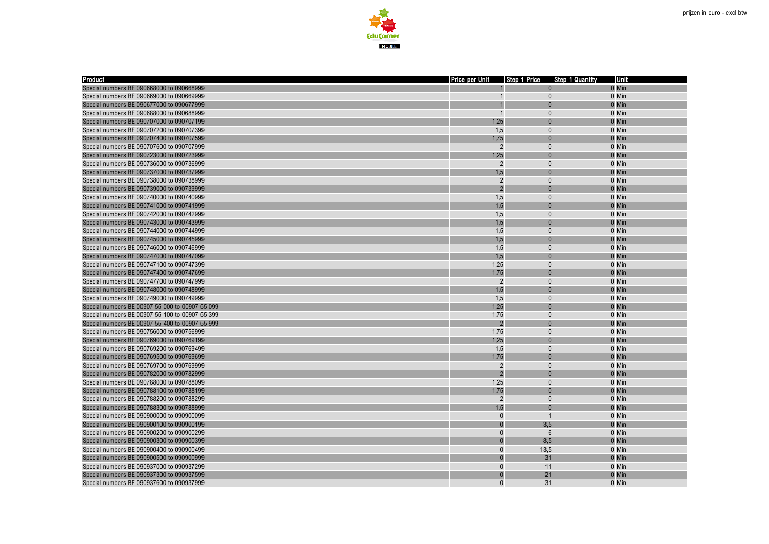prijzen in euro - excl btw

| Product | Price per Unit | Step 1 Price | Step 1 Quantity | Unit |
|---|---|---|---|---|
| Special numbers BE 090668000 to 090668999 | 1 | 0 | 0 | Min |
| Special numbers BE 090669000 to 090669999 | 1 | 0 | 0 | Min |
| Special numbers BE 090677000 to 090677999 | 1 | 0 | 0 | Min |
| Special numbers BE 090688000 to 090688999 | 1 | 0 | 0 | Min |
| Special numbers BE 090707000 to 090707199 | 1,25 | 0 | 0 | Min |
| Special numbers BE 090707200 to 090707399 | 1,5 | 0 | 0 | Min |
| Special numbers BE 090707400 to 090707599 | 1,75 | 0 | 0 | Min |
| Special numbers BE 090707600 to 090707999 | 2 | 0 | 0 | Min |
| Special numbers BE 090723000 to 090723999 | 1,25 | 0 | 0 | Min |
| Special numbers BE 090736000 to 090736999 | 2 | 0 | 0 | Min |
| Special numbers BE 090737000 to 090737999 | 1,5 | 0 | 0 | Min |
| Special numbers BE 090738000 to 090738999 | 2 | 0 | 0 | Min |
| Special numbers BE 090739000 to 090739999 | 2 | 0 | 0 | Min |
| Special numbers BE 090740000 to 090740999 | 1,5 | 0 | 0 | Min |
| Special numbers BE 090741000 to 090741999 | 1,5 | 0 | 0 | Min |
| Special numbers BE 090742000 to 090742999 | 1,5 | 0 | 0 | Min |
| Special numbers BE 090743000 to 090743999 | 1,5 | 0 | 0 | Min |
| Special numbers BE 090744000 to 090744999 | 1,5 | 0 | 0 | Min |
| Special numbers BE 090745000 to 090745999 | 1,5 | 0 | 0 | Min |
| Special numbers BE 090746000 to 090746999 | 1,5 | 0 | 0 | Min |
| Special numbers BE 090747000 to 090747099 | 1,5 | 0 | 0 | Min |
| Special numbers BE 090747100 to 090747399 | 1,25 | 0 | 0 | Min |
| Special numbers BE 090747400 to 090747699 | 1,75 | 0 | 0 | Min |
| Special numbers BE 090747700 to 090747999 | 2 | 0 | 0 | Min |
| Special numbers BE 090748000 to 090748999 | 1,5 | 0 | 0 | Min |
| Special numbers BE 090749000 to 090749999 | 1,5 | 0 | 0 | Min |
| Special numbers BE 00907 55 000 to 00907 55 099 | 1,25 | 0 | 0 | Min |
| Special numbers BE 00907 55 100 to 00907 55 399 | 1,75 | 0 | 0 | Min |
| Special numbers BE 00907 55 400 to 00907 55 999 | 2 | 0 | 0 | Min |
| Special numbers BE 090756000 to 090756999 | 1,75 | 0 | 0 | Min |
| Special numbers BE 090769000 to 090769199 | 1,25 | 0 | 0 | Min |
| Special numbers BE 090769200 to 090769499 | 1,5 | 0 | 0 | Min |
| Special numbers BE 090769500 to 090769699 | 1,75 | 0 | 0 | Min |
| Special numbers BE 090769700 to 090769999 | 2 | 0 | 0 | Min |
| Special numbers BE 090782000 to 090782999 | 2 | 0 | 0 | Min |
| Special numbers BE 090788000 to 090788099 | 1,25 | 0 | 0 | Min |
| Special numbers BE 090788100 to 090788199 | 1,75 | 0 | 0 | Min |
| Special numbers BE 090788200 to 090788299 | 2 | 0 | 0 | Min |
| Special numbers BE 090788300 to 090788999 | 1,5 | 0 | 0 | Min |
| Special numbers BE 090900000 to 090900099 | 0 | 1 | 0 | Min |
| Special numbers BE 090900100 to 090900199 | 0 | 3,5 | 0 | Min |
| Special numbers BE 090900200 to 090900299 | 0 | 6 | 0 | Min |
| Special numbers BE 090900300 to 090900399 | 0 | 8,5 | 0 | Min |
| Special numbers BE 090900400 to 090900499 | 0 | 13,5 | 0 | Min |
| Special numbers BE 090900500 to 090900999 | 0 | 31 | 0 | Min |
| Special numbers BE 090937000 to 090937299 | 0 | 11 | 0 | Min |
| Special numbers BE 090937300 to 090937599 | 0 | 21 | 0 | Min |
| Special numbers BE 090937600 to 090937999 | 0 | 31 | 0 | Min |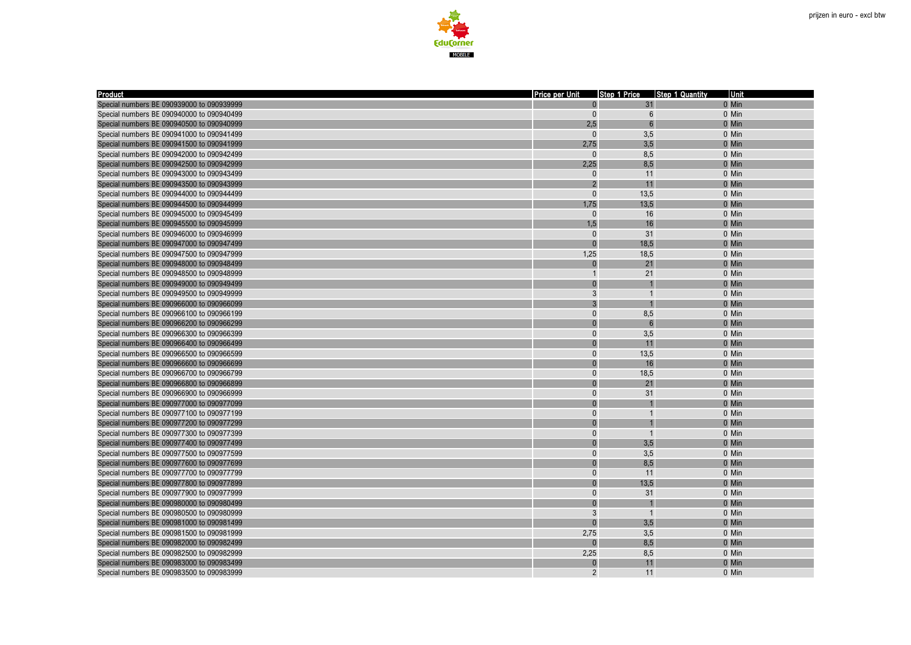prijzen in euro - excl btw

| Product | Price per Unit | Step 1 Price | Step 1 Quantity | Unit |
|---|---|---|---|---|
| Special numbers BE 090939000 to 090939999 | 0 | 31 | 0 | Min |
| Special numbers BE 090940000 to 090940499 | 0 | 6 | 0 | Min |
| Special numbers BE 090940500 to 090940999 | 2,5 | 6 | 0 | Min |
| Special numbers BE 090941000 to 090941499 | 0 | 3,5 | 0 | Min |
| Special numbers BE 090941500 to 090941999 | 2,75 | 3,5 | 0 | Min |
| Special numbers BE 090942000 to 090942499 | 0 | 8,5 | 0 | Min |
| Special numbers BE 090942500 to 090942999 | 2,25 | 8,5 | 0 | Min |
| Special numbers BE 090943000 to 090943499 | 0 | 11 | 0 | Min |
| Special numbers BE 090943500 to 090943999 | 2 | 11 | 0 | Min |
| Special numbers BE 090944000 to 090944499 | 0 | 13,5 | 0 | Min |
| Special numbers BE 090944500 to 090944999 | 1,75 | 13,5 | 0 | Min |
| Special numbers BE 090945000 to 090945499 | 0 | 16 | 0 | Min |
| Special numbers BE 090945500 to 090945999 | 1,5 | 16 | 0 | Min |
| Special numbers BE 090946000 to 090946999 | 0 | 31 | 0 | Min |
| Special numbers BE 090947000 to 090947499 | 0 | 18,5 | 0 | Min |
| Special numbers BE 090947500 to 090947999 | 1,25 | 18,5 | 0 | Min |
| Special numbers BE 090948000 to 090948499 | 0 | 21 | 0 | Min |
| Special numbers BE 090948500 to 090948999 | 1 | 21 | 0 | Min |
| Special numbers BE 090949000 to 090949499 | 0 | 1 | 0 | Min |
| Special numbers BE 090949500 to 090949999 | 3 | 1 | 0 | Min |
| Special numbers BE 090966000 to 090966099 | 3 | 1 | 0 | Min |
| Special numbers BE 090966100 to 090966199 | 0 | 8,5 | 0 | Min |
| Special numbers BE 090966200 to 090966299 | 0 | 6 | 0 | Min |
| Special numbers BE 090966300 to 090966399 | 0 | 3,5 | 0 | Min |
| Special numbers BE 090966400 to 090966499 | 0 | 11 | 0 | Min |
| Special numbers BE 090966500 to 090966599 | 0 | 13,5 | 0 | Min |
| Special numbers BE 090966600 to 090966699 | 0 | 16 | 0 | Min |
| Special numbers BE 090966700 to 090966799 | 0 | 18,5 | 0 | Min |
| Special numbers BE 090966800 to 090966899 | 0 | 21 | 0 | Min |
| Special numbers BE 090966900 to 090966999 | 0 | 31 | 0 | Min |
| Special numbers BE 090977000 to 090977099 | 0 | 1 | 0 | Min |
| Special numbers BE 090977100 to 090977199 | 0 | 1 | 0 | Min |
| Special numbers BE 090977200 to 090977299 | 0 | 1 | 0 | Min |
| Special numbers BE 090977300 to 090977399 | 0 | 1 | 0 | Min |
| Special numbers BE 090977400 to 090977499 | 0 | 3,5 | 0 | Min |
| Special numbers BE 090977500 to 090977599 | 0 | 3,5 | 0 | Min |
| Special numbers BE 090977600 to 090977699 | 0 | 8,5 | 0 | Min |
| Special numbers BE 090977700 to 090977799 | 0 | 11 | 0 | Min |
| Special numbers BE 090977800 to 090977899 | 0 | 13,5 | 0 | Min |
| Special numbers BE 090977900 to 090977999 | 0 | 31 | 0 | Min |
| Special numbers BE 090980000 to 090980499 | 0 | 1 | 0 | Min |
| Special numbers BE 090980500 to 090980999 | 3 | 1 | 0 | Min |
| Special numbers BE 090981000 to 090981499 | 0 | 3,5 | 0 | Min |
| Special numbers BE 090981500 to 090981999 | 2,75 | 3,5 | 0 | Min |
| Special numbers BE 090982000 to 090982499 | 0 | 8,5 | 0 | Min |
| Special numbers BE 090982500 to 090982999 | 2,25 | 8,5 | 0 | Min |
| Special numbers BE 090983000 to 090983499 | 0 | 11 | 0 | Min |
| Special numbers BE 090983500 to 090983999 | 2 | 11 | 0 | Min |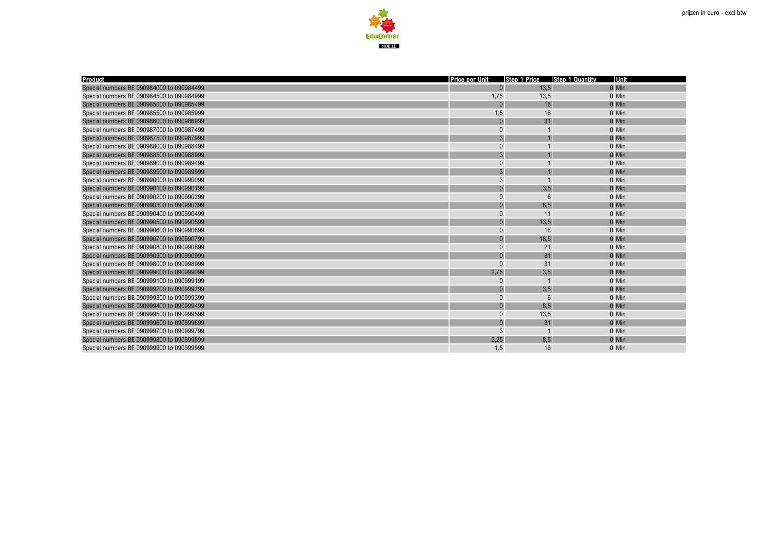prijzen in euro - excl btw

| Product | Price per Unit | Step 1 Price | Step 1 Quantity | Unit |
|---|---|---|---|---|
| Special numbers BE 090984000 to 090984499 | 0 | 13,5 | 0 | Min |
| Special numbers BE 090984500 to 090984999 | 1,75 | 13,5 | 0 | Min |
| Special numbers BE 090985000 to 090985499 | 0 | 16 | 0 | Min |
| Special numbers BE 090985500 to 090985999 | 1,5 | 16 | 0 | Min |
| Special numbers BE 090986000 to 090986999 | 0 | 31 | 0 | Min |
| Special numbers BE 090987000 to 090987499 | 0 | 1 | 0 | Min |
| Special numbers BE 090987500 to 090987999 | 3 | 1 | 0 | Min |
| Special numbers BE 090988000 to 090988499 | 0 | 1 | 0 | Min |
| Special numbers BE 090988500 to 090988999 | 3 | 1 | 0 | Min |
| Special numbers BE 090989000 to 090989499 | 0 | 1 | 0 | Min |
| Special numbers BE 090989500 to 090989999 | 3 | 1 | 0 | Min |
| Special numbers BE 090990000 to 090990099 | 3 | 1 | 0 | Min |
| Special numbers BE 090990100 to 090990199 | 0 | 3,5 | 0 | Min |
| Special numbers BE 090990200 to 090990299 | 0 | 6 | 0 | Min |
| Special numbers BE 090990300 to 090990399 | 0 | 8,5 | 0 | Min |
| Special numbers BE 090990400 to 090990499 | 0 | 11 | 0 | Min |
| Special numbers BE 090990500 to 090990599 | 0 | 13,5 | 0 | Min |
| Special numbers BE 090990600 to 090990699 | 0 | 16 | 0 | Min |
| Special numbers BE 090990700 to 090990799 | 0 | 18,5 | 0 | Min |
| Special numbers BE 090990800 to 090990899 | 0 | 21 | 0 | Min |
| Special numbers BE 090990900 to 090990999 | 0 | 31 | 0 | Min |
| Special numbers BE 090998000 to 090998999 | 0 | 31 | 0 | Min |
| Special numbers BE 090999000 to 090999099 | 2,75 | 3,5 | 0 | Min |
| Special numbers BE 090999100 to 090999199 | 0 | 1 | 0 | Min |
| Special numbers BE 090999200 to 090999299 | 0 | 3,5 | 0 | Min |
| Special numbers BE 090999300 to 090999399 | 0 | 6 | 0 | Min |
| Special numbers BE 090999400 to 090999499 | 0 | 8,5 | 0 | Min |
| Special numbers BE 090999500 to 090999599 | 0 | 13,5 | 0 | Min |
| Special numbers BE 090999600 to 090999699 | 0 | 31 | 0 | Min |
| Special numbers BE 090999700 to 090999799 | 3 | 1 | 0 | Min |
| Special numbers BE 090999800 to 090999899 | 2,25 | 8,5 | 0 | Min |
| Special numbers BE 090999900 to 090999999 | 1,5 | 16 | 0 | Min |